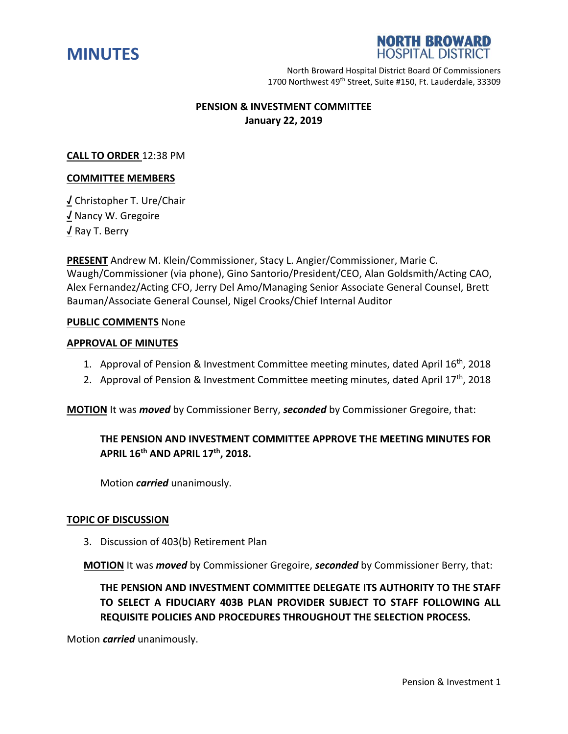# MINUTES

**NORTH BROWARD HOSPITAL DISTRICT**

North Broward Hospital District Board Of Commissioners
1700 Northwest 49th Street, Suite #150, Ft. Lauderdale, 33309

## PENSION & INVESTMENT COMMITTEE
## January 22, 2019

**CALL TO ORDER** 12:38 PM

**COMMITTEE MEMBERS**

√ Christopher T. Ure/Chair
√ Nancy W. Gregoire
√ Ray T. Berry

**PRESENT** Andrew M. Klein/Commissioner, Stacy L. Angier/Commissioner, Marie C. Waugh/Commissioner (via phone), Gino Santorio/President/CEO, Alan Goldsmith/Acting CAO, Alex Fernandez/Acting CFO, Jerry Del Amo/Managing Senior Associate General Counsel, Brett Bauman/Associate General Counsel, Nigel Crooks/Chief Internal Auditor

**PUBLIC COMMENTS** None

**APPROVAL OF MINUTES**

1. Approval of Pension & Investment Committee meeting minutes, dated April 16th, 2018
2. Approval of Pension & Investment Committee meeting minutes, dated April 17th, 2018

**MOTION** It was ***moved*** by Commissioner Berry, ***seconded*** by Commissioner Gregoire, that:

> **THE PENSION AND INVESTMENT COMMITTEE APPROVE THE MEETING MINUTES FOR APRIL 16th AND APRIL 17th, 2018.**
>
> Motion ***carried*** unanimously.

**TOPIC OF DISCUSSION**

3. Discussion of 403(b) Retirement Plan

**MOTION** It was ***moved*** by Commissioner Gregoire, ***seconded*** by Commissioner Berry, that:

> **THE PENSION AND INVESTMENT COMMITTEE DELEGATE ITS AUTHORITY TO THE STAFF TO SELECT A FIDUCIARY 403B PLAN PROVIDER SUBJECT TO STAFF FOLLOWING ALL REQUISITE POLICIES AND PROCEDURES THROUGHOUT THE SELECTION PROCESS.**

Motion ***carried*** unanimously.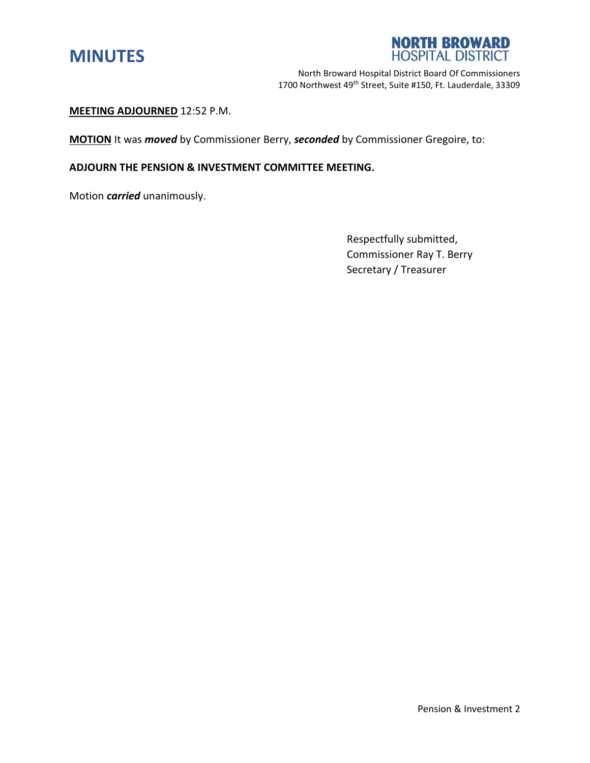# MINUTES

**NORTH BROWARD HOSPITAL DISTRICT**

North Broward Hospital District Board Of Commissioners
1700 Northwest 49th Street, Suite #150, Ft. Lauderdale, 33309

**MEETING ADJOURNED** 12:52 P.M.

**MOTION** It was ***moved*** by Commissioner Berry, ***seconded*** by Commissioner Gregoire, to:

**ADJOURN THE PENSION & INVESTMENT COMMITTEE MEETING.**

Motion ***carried*** unanimously.

Respectfully submitted,
Commissioner Ray T. Berry
Secretary / Treasurer